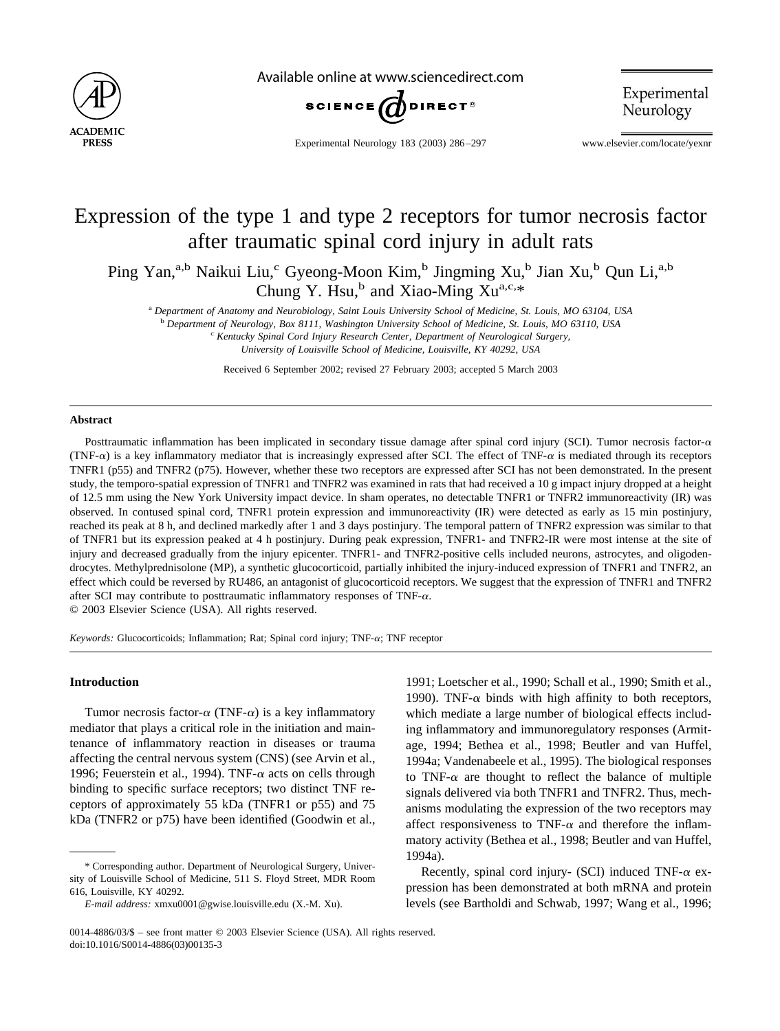# Expression of the type 1 and type 2 receptors for tumor necrosis factor after traumatic spinal cord injury in adult rats

Ping Yan,[a,b] Naikui Liu,[c] Gyeong-Moon Kim,[b] Jingming Xu,[b] Jian Xu,[b] Qun Li,[a,b] Chung Y. Hsu,[b] and Xiao-Ming Xu[a,c,*]

[a] *Department of Anatomy and Neurobiology, Saint Louis University School of Medicine, St. Louis, MO 63104, USA*
[b] *Department of Neurology, Box 8111, Washington University School of Medicine, St. Louis, MO 63110, USA*
[c] *Kentucky Spinal Cord Injury Research Center, Department of Neurological Surgery, University of Louisville School of Medicine, Louisville, KY 40292, USA*

Received 6 September 2002; revised 27 February 2003; accepted 5 March 2003

## Abstract

Posttraumatic inflammation has been implicated in secondary tissue damage after spinal cord injury (SCI). Tumor necrosis factor-α (TNF-α) is a key inflammatory mediator that is increasingly expressed after SCI. The effect of TNF-α is mediated through its receptors TNFR1 (p55) and TNFR2 (p75). However, whether these two receptors are expressed after SCI has not been demonstrated. In the present study, the temporo-spatial expression of TNFR1 and TNFR2 was examined in rats that had received a 10 g impact injury dropped at a height of 12.5 mm using the New York University impact device. In sham operates, no detectable TNFR1 or TNFR2 immunoreactivity (IR) was observed. In contused spinal cord, TNFR1 protein expression and immunoreactivity (IR) were detected as early as 15 min postinjury, reached its peak at 8 h, and declined markedly after 1 and 3 days postinjury. The temporal pattern of TNFR2 expression was similar to that of TNFR1 but its expression peaked at 4 h postinjury. During peak expression, TNFR1- and TNFR2-IR were most intense at the site of injury and decreased gradually from the injury epicenter. TNFR1- and TNFR2-positive cells included neurons, astrocytes, and oligodendrocytes. Methylprednisolone (MP), a synthetic glucocorticoid, partially inhibited the injury-induced expression of TNFR1 and TNFR2, an effect which could be reversed by RU486, an antagonist of glucocorticoid receptors. We suggest that the expression of TNFR1 and TNFR2 after SCI may contribute to posttraumatic inflammatory responses of TNF-α.

© 2003 Elsevier Science (USA). All rights reserved.

*Keywords:* Glucocorticoids; Inflammation; Rat; Spinal cord injury; TNF-α; TNF receptor

## Introduction

Tumor necrosis factor-α (TNF-α) is a key inflammatory mediator that plays a critical role in the initiation and maintenance of inflammatory reaction in diseases or trauma affecting the central nervous system (CNS) (see Arvin et al., 1996; Feuerstein et al., 1994). TNF-α acts on cells through binding to specific surface receptors; two distinct TNF receptors of approximately 55 kDa (TNFR1 or p55) and 75 kDa (TNFR2 or p75) have been identified (Goodwin et al., 1991; Loetscher et al., 1990; Schall et al., 1990; Smith et al., 1990). TNF-α binds with high affinity to both receptors, which mediate a large number of biological effects including inflammatory and immunoregulatory responses (Armitage, 1994; Bethea et al., 1998; Beutler and van Huffel, 1994a; Vandenabeele et al., 1995). The biological responses to TNF-α are thought to reflect the balance of multiple signals delivered via both TNFR1 and TNFR2. Thus, mechanisms modulating the expression of the two receptors may affect responsiveness to TNF-α and therefore the inflammatory activity (Bethea et al., 1998; Beutler and van Huffel, 1994a).

Recently, spinal cord injury- (SCI) induced TNF-α expression has been demonstrated at both mRNA and protein levels (see Bartholdi and Schwab, 1997; Wang et al., 1996;

\* Corresponding author. Department of Neurological Surgery, University of Louisville School of Medicine, 511 S. Floyd Street, MDR Room 616, Louisville, KY 40292.

*E-mail address:* xmxu0001@gwise.louisville.edu (X.-M. Xu).

0014-4886/03/$ – see front matter © 2003 Elsevier Science (USA). All rights reserved.
doi:10.1016/S0014-4886(03)00135-3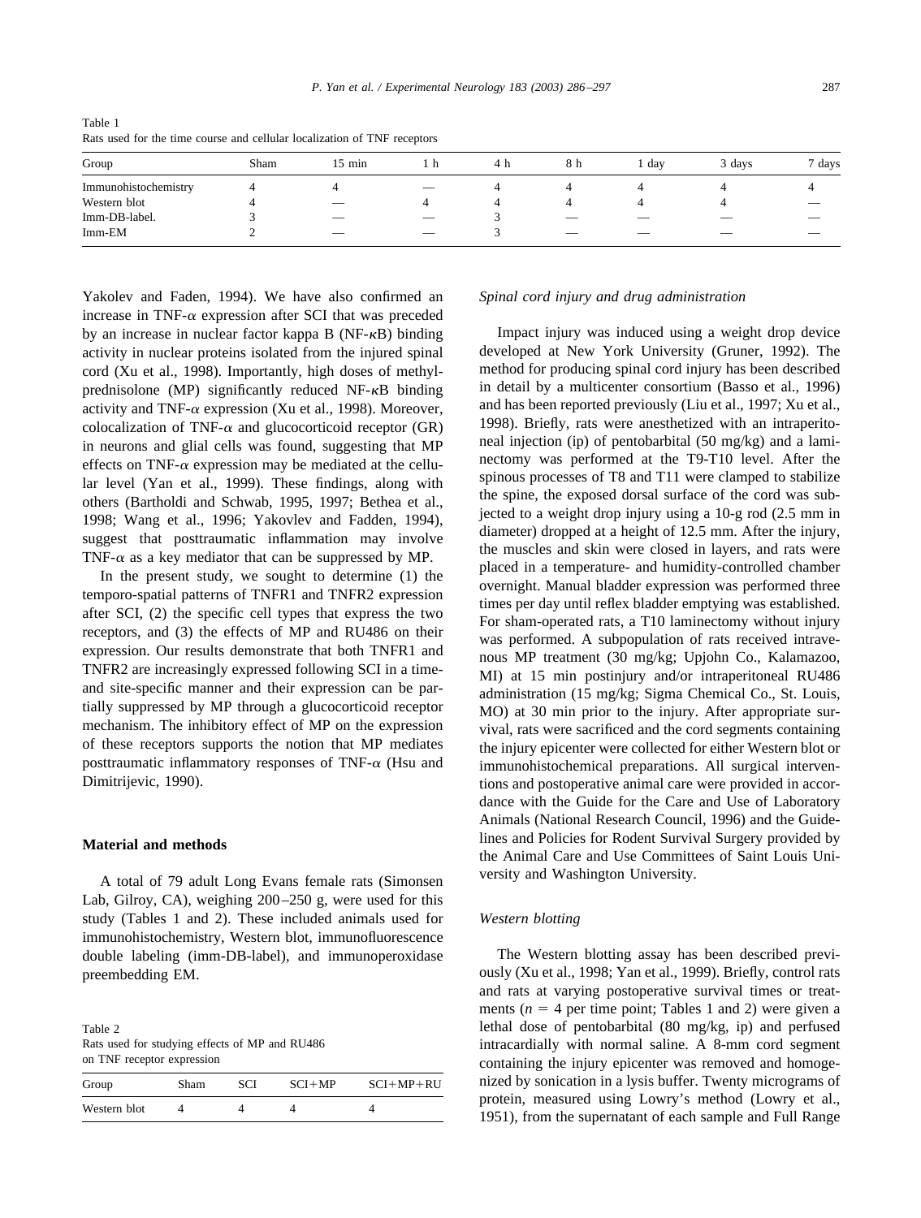Table 1
Rats used for the time course and cellular localization of TNF receptors

| Group | Sham | 15 min | 1 h | 4 h | 8 h | 1 day | 3 days | 7 days |
|---|---|---|---|---|---|---|---|---|
| Immunohistochemistry | 4 | 4 | — | 4 | 4 | 4 | 4 | 4 |
| Western blot | 4 | — | 4 | 4 | 4 | 4 | 4 | — |
| Imm-DB-label. | 3 | — | — | 3 | — | — | — | — |
| Imm-EM | 2 | — | — | 3 | — | — | — | — |

Yakolev and Faden, 1994). We have also confirmed an increase in TNF-$\alpha$ expression after SCI that was preceded by an increase in nuclear factor kappa B (NF-$\kappa$B) binding activity in nuclear proteins isolated from the injured spinal cord (Xu et al., 1998). Importantly, high doses of methylprednisolone (MP) significantly reduced NF-$\kappa$B binding activity and TNF-$\alpha$ expression (Xu et al., 1998). Moreover, colocalization of TNF-$\alpha$ and glucocorticoid receptor (GR) in neurons and glial cells was found, suggesting that MP effects on TNF-$\alpha$ expression may be mediated at the cellular level (Yan et al., 1999). These findings, along with others (Bartholdi and Schwab, 1995, 1997; Bethea et al., 1998; Wang et al., 1996; Yakovlev and Fadden, 1994), suggest that posttraumatic inflammation may involve TNF-$\alpha$ as a key mediator that can be suppressed by MP.

In the present study, we sought to determine (1) the temporo-spatial patterns of TNFR1 and TNFR2 expression after SCI, (2) the specific cell types that express the two receptors, and (3) the effects of MP and RU486 on their expression. Our results demonstrate that both TNFR1 and TNFR2 are increasingly expressed following SCI in a time- and site-specific manner and their expression can be partially suppressed by MP through a glucocorticoid receptor mechanism. The inhibitory effect of MP on the expression of these receptors supports the notion that MP mediates posttraumatic inflammatory responses of TNF-$\alpha$ (Hsu and Dimitrijevic, 1990).

## Material and methods

A total of 79 adult Long Evans female rats (Simonsen Lab, Gilroy, CA), weighing 200–250 g, were used for this study (Tables 1 and 2). These included animals used for immunohistochemistry, Western blot, immunofluorescence double labeling (imm-DB-label), and immunoperoxidase preembedding EM.

Table 2
Rats used for studying effects of MP and RU486 on TNF receptor expression

| Group | Sham | SCI | SCI+MP | SCI+MP+RU |
|---|---|---|---|---|
| Western blot | 4 | 4 | 4 | 4 |

### *Spinal cord injury and drug administration*

Impact injury was induced using a weight drop device developed at New York University (Gruner, 1992). The method for producing spinal cord injury has been described in detail by a multicenter consortium (Basso et al., 1996) and has been reported previously (Liu et al., 1997; Xu et al., 1998). Briefly, rats were anesthetized with an intraperitoneal injection (ip) of pentobarbital (50 mg/kg) and a laminectomy was performed at the T9-T10 level. After the spinous processes of T8 and T11 were clamped to stabilize the spine, the exposed dorsal surface of the cord was subjected to a weight drop injury using a 10-g rod (2.5 mm in diameter) dropped at a height of 12.5 mm. After the injury, the muscles and skin were closed in layers, and rats were placed in a temperature- and humidity-controlled chamber overnight. Manual bladder expression was performed three times per day until reflex bladder emptying was established. For sham-operated rats, a T10 laminectomy without injury was performed. A subpopulation of rats received intravenous MP treatment (30 mg/kg; Upjohn Co., Kalamazoo, MI) at 15 min postinjury and/or intraperitoneal RU486 administration (15 mg/kg; Sigma Chemical Co., St. Louis, MO) at 30 min prior to the injury. After appropriate survival, rats were sacrificed and the cord segments containing the injury epicenter were collected for either Western blot or immunohistochemical preparations. All surgical interventions and postoperative animal care were provided in accordance with the Guide for the Care and Use of Laboratory Animals (National Research Council, 1996) and the Guidelines and Policies for Rodent Survival Surgery provided by the Animal Care and Use Committees of Saint Louis University and Washington University.

### *Western blotting*

The Western blotting assay has been described previously (Xu et al., 1998; Yan et al., 1999). Briefly, control rats and rats at varying postoperative survival times or treatments ($n = 4$ per time point; Tables 1 and 2) were given a lethal dose of pentobarbital (80 mg/kg, ip) and perfused intracardially with normal saline. A 8-mm cord segment containing the injury epicenter was removed and homogenized by sonication in a lysis buffer. Twenty micrograms of protein, measured using Lowry's method (Lowry et al., 1951), from the supernatant of each sample and Full Range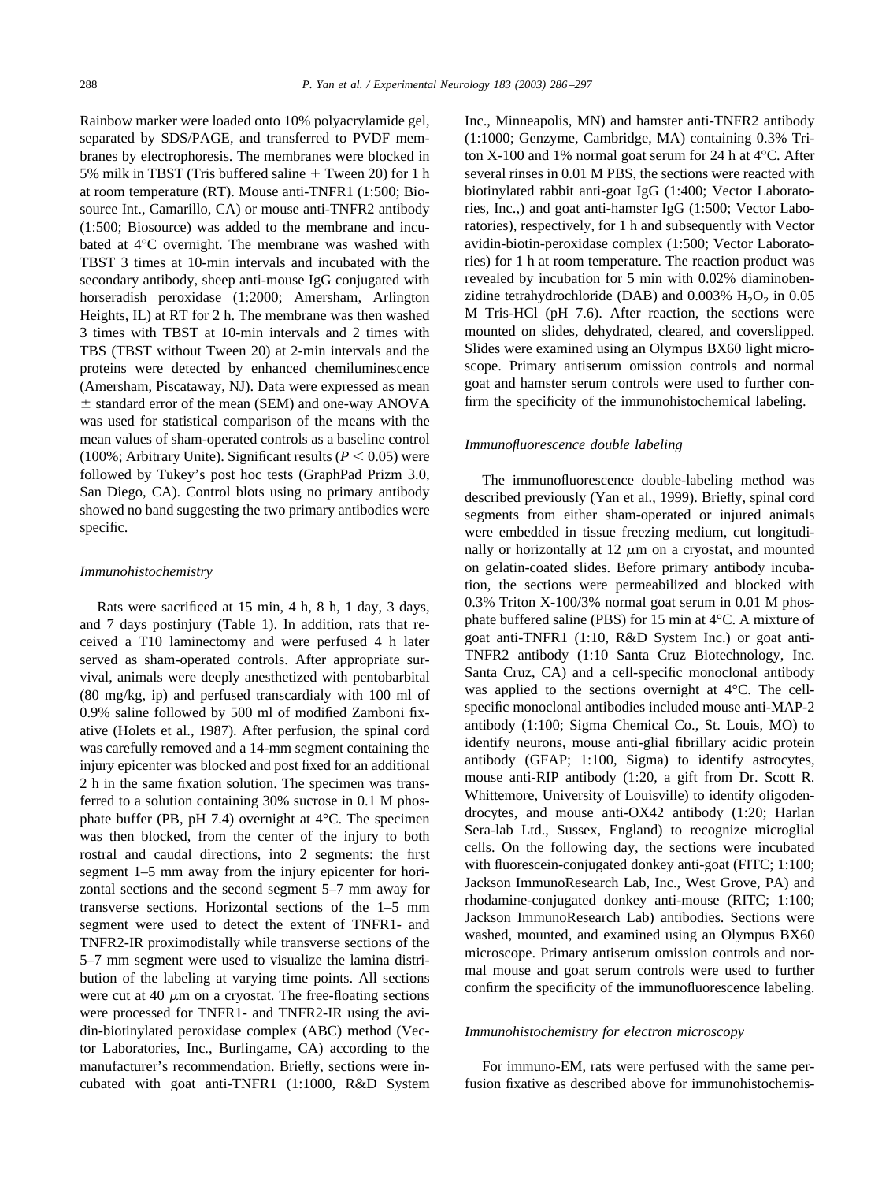Rainbow marker were loaded onto 10% polyacrylamide gel, separated by SDS/PAGE, and transferred to PVDF membranes by electrophoresis. The membranes were blocked in 5% milk in TBST (Tris buffered saline + Tween 20) for 1 h at room temperature (RT). Mouse anti-TNFR1 (1:500; Biosource Int., Camarillo, CA) or mouse anti-TNFR2 antibody (1:500; Biosource) was added to the membrane and incubated at 4°C overnight. The membrane was washed with TBST 3 times at 10-min intervals and incubated with the secondary antibody, sheep anti-mouse IgG conjugated with horseradish peroxidase (1:2000; Amersham, Arlington Heights, IL) at RT for 2 h. The membrane was then washed 3 times with TBST at 10-min intervals and 2 times with TBS (TBST without Tween 20) at 2-min intervals and the proteins were detected by enhanced chemiluminescence (Amersham, Piscataway, NJ). Data were expressed as mean ± standard error of the mean (SEM) and one-way ANOVA was used for statistical comparison of the means with the mean values of sham-operated controls as a baseline control (100%; Arbitrary Unite). Significant results ($P < 0.05$) were followed by Tukey's post hoc tests (GraphPad Prizm 3.0, San Diego, CA). Control blots using no primary antibody showed no band suggesting the two primary antibodies were specific.

### *Immunohistochemistry*

Rats were sacrificed at 15 min, 4 h, 8 h, 1 day, 3 days, and 7 days postinjury (Table 1). In addition, rats that received a T10 laminectomy and were perfused 4 h later served as sham-operated controls. After appropriate survival, animals were deeply anesthetized with pentobarbital (80 mg/kg, ip) and perfused transcardialy with 100 ml of 0.9% saline followed by 500 ml of modified Zamboni fixative (Holets et al., 1987). After perfusion, the spinal cord was carefully removed and a 14-mm segment containing the injury epicenter was blocked and post fixed for an additional 2 h in the same fixation solution. The specimen was transferred to a solution containing 30% sucrose in 0.1 M phosphate buffer (PB, pH 7.4) overnight at 4°C. The specimen was then blocked, from the center of the injury to both rostral and caudal directions, into 2 segments: the first segment 1–5 mm away from the injury epicenter for horizontal sections and the second segment 5–7 mm away for transverse sections. Horizontal sections of the 1–5 mm segment were used to detect the extent of TNFR1- and TNFR2-IR proximodistally while transverse sections of the 5–7 mm segment were used to visualize the lamina distribution of the labeling at varying time points. All sections were cut at 40 $\mu$m on a cryostat. The free-floating sections were processed for TNFR1- and TNFR2-IR using the avidin-biotinylated peroxidase complex (ABC) method (Vector Laboratories, Inc., Burlingame, CA) according to the manufacturer's recommendation. Briefly, sections were incubated with goat anti-TNFR1 (1:1000, R&D System Inc., Minneapolis, MN) and hamster anti-TNFR2 antibody (1:1000; Genzyme, Cambridge, MA) containing 0.3% Triton X-100 and 1% normal goat serum for 24 h at 4°C. After several rinses in 0.01 M PBS, the sections were reacted with biotinylated rabbit anti-goat IgG (1:400; Vector Laboratories, Inc.,) and goat anti-hamster IgG (1:500; Vector Laboratories), respectively, for 1 h and subsequently with Vector avidin-biotin-peroxidase complex (1:500; Vector Laboratories) for 1 h at room temperature. The reaction product was revealed by incubation for 5 min with 0.02% diaminobenzidine tetrahydrochloride (DAB) and 0.003% $H_2O_2$ in 0.05 M Tris-HCl (pH 7.6). After reaction, the sections were mounted on slides, dehydrated, cleared, and coverslipped. Slides were examined using an Olympus BX60 light microscope. Primary antiserum omission controls and normal goat and hamster serum controls were used to further confirm the specificity of the immunohistochemical labeling.

### *Immunofluorescence double labeling*

The immunofluorescence double-labeling method was described previously (Yan et al., 1999). Briefly, spinal cord segments from either sham-operated or injured animals were embedded in tissue freezing medium, cut longitudinally or horizontally at 12 $\mu$m on a cryostat, and mounted on gelatin-coated slides. Before primary antibody incubation, the sections were permeabilized and blocked with 0.3% Triton X-100/3% normal goat serum in 0.01 M phosphate buffered saline (PBS) for 15 min at 4°C. A mixture of goat anti-TNFR1 (1:10, R&D System Inc.) or goat anti-TNFR2 antibody (1:10 Santa Cruz Biotechnology, Inc. Santa Cruz, CA) and a cell-specific monoclonal antibody was applied to the sections overnight at 4°C. The cell-specific monoclonal antibodies included mouse anti-MAP-2 antibody (1:100; Sigma Chemical Co., St. Louis, MO) to identify neurons, mouse anti-glial fibrillary acidic protein antibody (GFAP; 1:100, Sigma) to identify astrocytes, mouse anti-RIP antibody (1:20, a gift from Dr. Scott R. Whittemore, University of Louisville) to identify oligodendrocytes, and mouse anti-OX42 antibody (1:20; Harlan Sera-lab Ltd., Sussex, England) to recognize microglial cells. On the following day, the sections were incubated with fluorescein-conjugated donkey anti-goat (FITC; 1:100; Jackson ImmunoResearch Lab, Inc., West Grove, PA) and rhodamine-conjugated donkey anti-mouse (RITC; 1:100; Jackson ImmunoResearch Lab) antibodies. Sections were washed, mounted, and examined using an Olympus BX60 microscope. Primary antiserum omission controls and normal mouse and goat serum controls were used to further confirm the specificity of the immunofluorescence labeling.

### *Immunohistochemistry for electron microscopy*

For immuno-EM, rats were perfused with the same perfusion fixative as described above for immunohistochemis-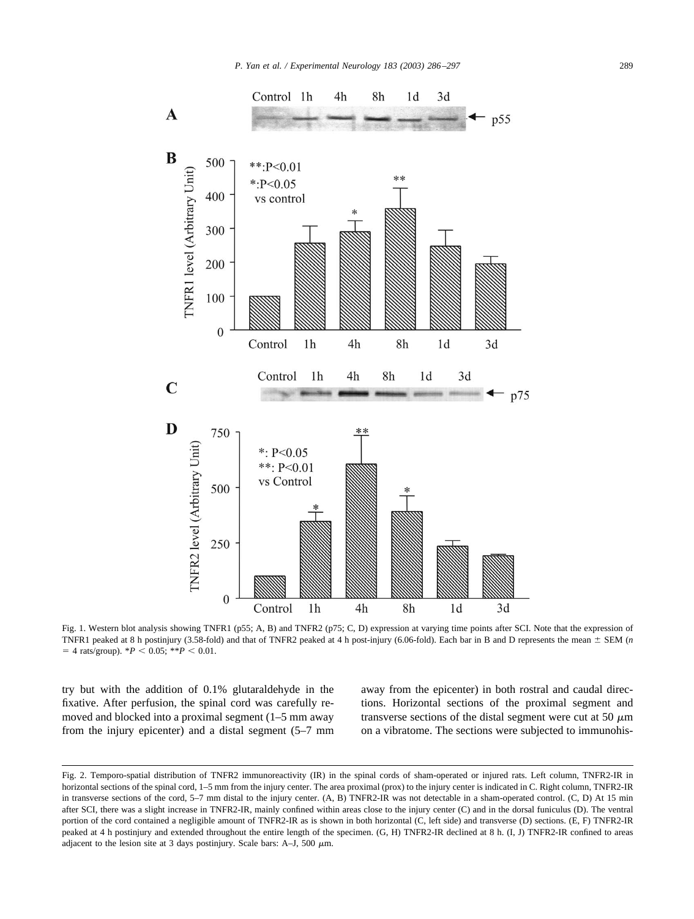Fig. 1. Western blot analysis showing TNFR1 (p55; A, B) and TNFR2 (p75; C, D) expression at varying time points after SCI. Note that the expression of TNFR1 peaked at 8 h postinjury (3.58-fold) and that of TNFR2 peaked at 4 h post-injury (6.06-fold). Each bar in B and D represents the mean ± SEM ($n$ = 4 rats/group). $*P < 0.05$; $**P < 0.01$.

try but with the addition of 0.1% glutaraldehyde in the fixative. After perfusion, the spinal cord was carefully removed and blocked into a proximal segment (1–5 mm away from the injury epicenter) and a distal segment (5–7 mm away from the epicenter) in both rostral and caudal directions. Horizontal sections of the proximal segment and transverse sections of the distal segment were cut at 50 $\mu$m on a vibratome. The sections were subjected to immunohis-

Fig. 2. Temporo-spatial distribution of TNFR2 immunoreactivity (IR) in the spinal cords of sham-operated or injured rats. Left column, TNFR2-IR in horizontal sections of the spinal cord, 1–5 mm from the injury center. The area proximal (prox) to the injury center is indicated in C. Right column, TNFR2-IR in transverse sections of the cord, 5–7 mm distal to the injury center. (A, B) TNFR2-IR was not detectable in a sham-operated control. (C, D) At 15 min after SCI, there was a slight increase in TNFR2-IR, mainly confined within areas close to the injury center (C) and in the dorsal funiculus (D). The ventral portion of the cord contained a negligible amount of TNFR2-IR as is shown in both horizontal (C, left side) and transverse (D) sections. (E, F) TNFR2-IR peaked at 4 h postinjury and extended throughout the entire length of the specimen. (G, H) TNFR2-IR declined at 8 h. (I, J) TNFR2-IR confined to areas adjacent to the lesion site at 3 days postinjury. Scale bars: A–J, 500 $\mu$m.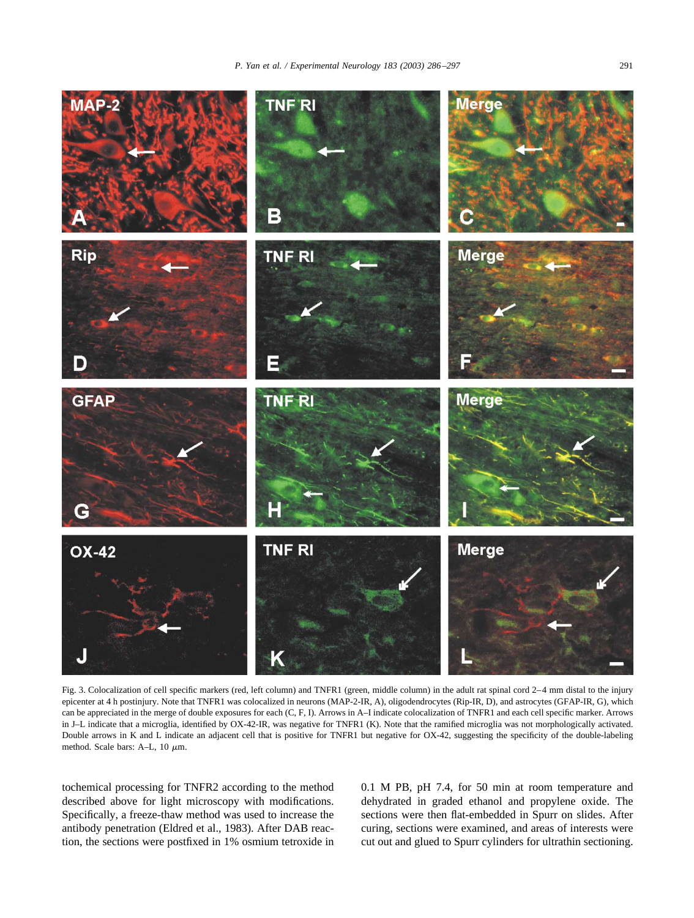Fig. 3. Colocalization of cell specific markers (red, left column) and TNFR1 (green, middle column) in the adult rat spinal cord 2–4 mm distal to the injury epicenter at 4 h postinjury. Note that TNFR1 was colocalized in neurons (MAP-2-IR, A), oligodendrocytes (Rip-IR, D), and astrocytes (GFAP-IR, G), which can be appreciated in the merge of double exposures for each (C, F, I). Arrows in A–I indicate colocalization of TNFR1 and each cell specific marker. Arrows in J–L indicate that a microglia, identified by OX-42-IR, was negative for TNFR1 (K). Note that the ramified microglia was not morphologically activated. Double arrows in K and L indicate an adjacent cell that is positive for TNFR1 but negative for OX-42, suggesting the specificity of the double-labeling method. Scale bars: A–L, 10 $\mu$m.

tochemical processing for TNFR2 according to the method described above for light microscopy with modifications. Specifically, a freeze-thaw method was used to increase the antibody penetration (Eldred et al., 1983). After DAB reaction, the sections were postfixed in 1% osmium tetroxide in 0.1 M PB, pH 7.4, for 50 min at room temperature and dehydrated in graded ethanol and propylene oxide. The sections were then flat-embedded in Spurr on slides. After curing, sections were examined, and areas of interests were cut out and glued to Spurr cylinders for ultrathin sectioning.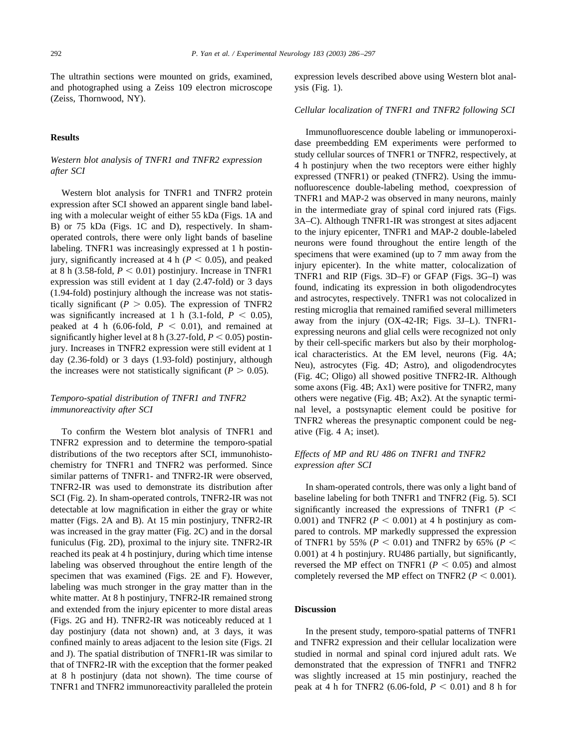The ultrathin sections were mounted on grids, examined, and photographed using a Zeiss 109 electron microscope (Zeiss, Thornwood, NY).

## Results

### *Western blot analysis of TNFR1 and TNFR2 expression after SCI*

Western blot analysis for TNFR1 and TNFR2 protein expression after SCI showed an apparent single band labeling with a molecular weight of either 55 kDa (Figs. 1A and B) or 75 kDa (Figs. 1C and D), respectively. In sham-operated controls, there were only light bands of baseline labeling. TNFR1 was increasingly expressed at 1 h postinjury, significantly increased at 4 h ($P < 0.05$), and peaked at 8 h (3.58-fold, $P < 0.01$) postinjury. Increase in TNFR1 expression was still evident at 1 day (2.47-fold) or 3 days (1.94-fold) postinjury although the increase was not statistically significant ($P > 0.05$). The expression of TNFR2 was significantly increased at 1 h (3.1-fold, $P < 0.05$), peaked at 4 h (6.06-fold, $P < 0.01$), and remained at significantly higher level at 8 h (3.27-fold, $P < 0.05$) postinjury. Increases in TNFR2 expression were still evident at 1 day (2.36-fold) or 3 days (1.93-fold) postinjury, although the increases were not statistically significant ($P > 0.05$).

### *Temporo-spatial distribution of TNFR1 and TNFR2 immunoreactivity after SCI*

To confirm the Western blot analysis of TNFR1 and TNFR2 expression and to determine the temporo-spatial distributions of the two receptors after SCI, immunohistochemistry for TNFR1 and TNFR2 was performed. Since similar patterns of TNFR1- and TNFR2-IR were observed, TNFR2-IR was used to demonstrate its distribution after SCI (Fig. 2). In sham-operated controls, TNFR2-IR was not detectable at low magnification in either the gray or white matter (Figs. 2A and B). At 15 min postinjury, TNFR2-IR was increased in the gray matter (Fig. 2C) and in the dorsal funiculus (Fig. 2D), proximal to the injury site. TNFR2-IR reached its peak at 4 h postinjury, during which time intense labeling was observed throughout the entire length of the specimen that was examined (Figs. 2E and F). However, labeling was much stronger in the gray matter than in the white matter. At 8 h postinjury, TNFR2-IR remained strong and extended from the injury epicenter to more distal areas (Figs. 2G and H). TNFR2-IR was noticeably reduced at 1 day postinjury (data not shown) and, at 3 days, it was confined mainly to areas adjacent to the lesion site (Figs. 2I and J). The spatial distribution of TNFR1-IR was similar to that of TNFR2-IR with the exception that the former peaked at 8 h postinjury (data not shown). The time course of TNFR1 and TNFR2 immunoreactivity paralleled the protein expression levels described above using Western blot analysis (Fig. 1).

### *Cellular localization of TNFR1 and TNFR2 following SCI*

Immunofluorescence double labeling or immunoperoxidase preembedding EM experiments were performed to study cellular sources of TNFR1 or TNFR2, respectively, at 4 h postinjury when the two receptors were either highly expressed (TNFR1) or peaked (TNFR2). Using the immunofluorescence double-labeling method, coexpression of TNFR1 and MAP-2 was observed in many neurons, mainly in the intermediate gray of spinal cord injured rats (Figs. 3A–C). Although TNFR1-IR was strongest at sites adjacent to the injury epicenter, TNFR1 and MAP-2 double-labeled neurons were found throughout the entire length of the specimens that were examined (up to 7 mm away from the injury epicenter). In the white matter, colocalization of TNFR1 and RIP (Figs. 3D–F) or GFAP (Figs. 3G–I) was found, indicating its expression in both oligodendrocytes and astrocytes, respectively. TNFR1 was not colocalized in resting microglia that remained ramified several millimeters away from the injury (OX-42-IR; Figs. 3J–L). TNFR1-expressing neurons and glial cells were recognized not only by their cell-specific markers but also by their morphological characteristics. At the EM level, neurons (Fig. 4A; Neu), astrocytes (Fig. 4D; Astro), and oligodendrocytes (Fig. 4C; Oligo) all showed positive TNFR2-IR. Although some axons (Fig. 4B; Ax1) were positive for TNFR2, many others were negative (Fig. 4B; Ax2). At the synaptic terminal level, a postsynaptic element could be positive for TNFR2 whereas the presynaptic component could be negative (Fig. 4 A; inset).

### *Effects of MP and RU 486 on TNFR1 and TNFR2 expression after SCI*

In sham-operated controls, there was only a light band of baseline labeling for both TNFR1 and TNFR2 (Fig. 5). SCI significantly increased the expressions of TNFR1 ($P < 0.001$) and TNFR2 ($P < 0.001$) at 4 h postinjury as compared to controls. MP markedly suppressed the expression of TNFR1 by 55% ($P < 0.01$) and TNFR2 by 65% ($P < 0.001$) at 4 h postinjury. RU486 partially, but significantly, reversed the MP effect on TNFR1 ($P < 0.05$) and almost completely reversed the MP effect on TNFR2 ($P < 0.001$).

## Discussion

In the present study, temporo-spatial patterns of TNFR1 and TNFR2 expression and their cellular localization were studied in normal and spinal cord injured adult rats. We demonstrated that the expression of TNFR1 and TNFR2 was slightly increased at 15 min postinjury, reached the peak at 4 h for TNFR2 (6.06-fold, $P < 0.01$) and 8 h for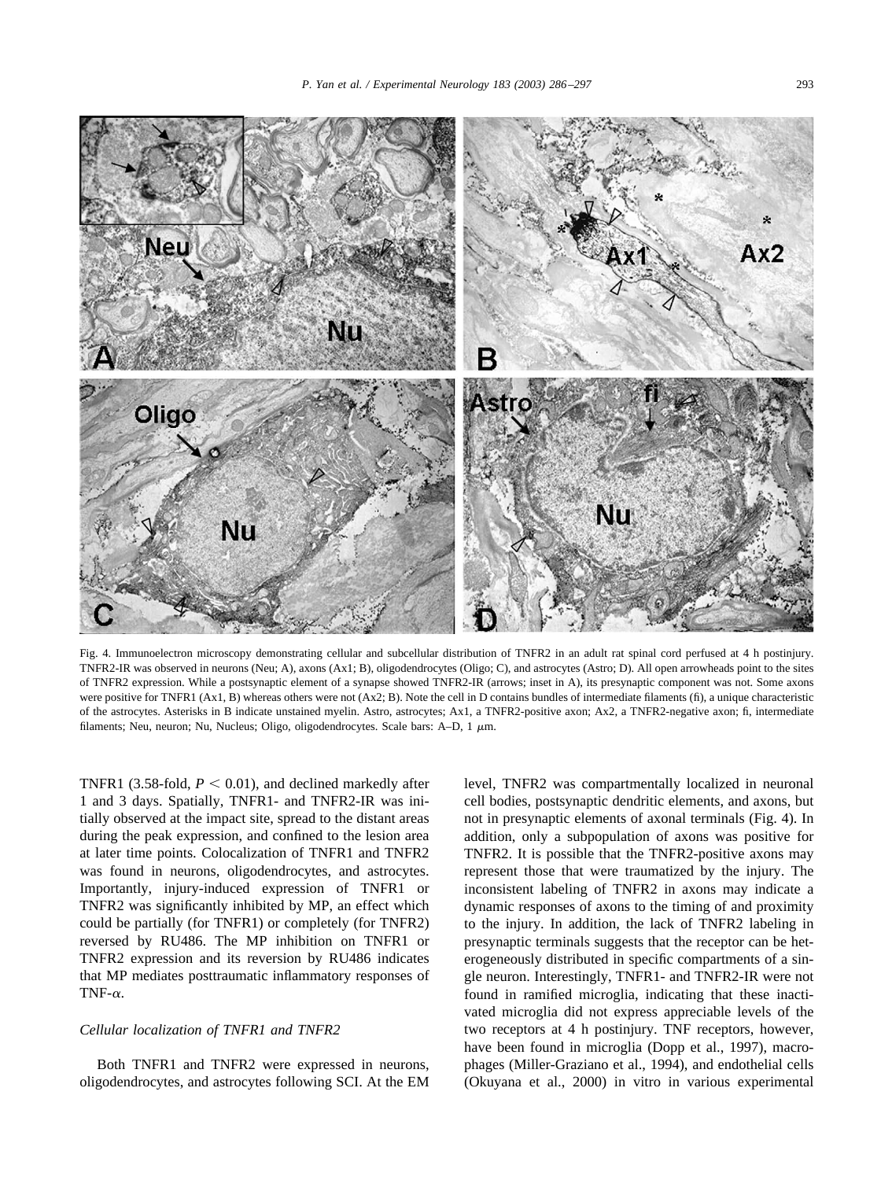Fig. 4. Immunoelectron microscopy demonstrating cellular and subcellular distribution of TNFR2 in an adult rat spinal cord perfused at 4 h postinjury. TNFR2-IR was observed in neurons (Neu; A), axons (Ax1; B), oligodendrocytes (Oligo; C), and astrocytes (Astro; D). All open arrowheads point to the sites of TNFR2 expression. While a postsynaptic element of a synapse showed TNFR2-IR (arrows; inset in A), its presynaptic component was not. Some axons were positive for TNFR1 (Ax1, B) whereas others were not (Ax2; B). Note the cell in D contains bundles of intermediate filaments (fi), a unique characteristic of the astrocytes. Asterisks in B indicate unstained myelin. Astro, astrocytes; Ax1, a TNFR2-positive axon; Ax2, a TNFR2-negative axon; fi, intermediate filaments; Neu, neuron; Nu, Nucleus; Oligo, oligodendrocytes. Scale bars: A–D, 1 $\mu$m.

TNFR1 (3.58-fold, $P < 0.01$), and declined markedly after 1 and 3 days. Spatially, TNFR1- and TNFR2-IR was initially observed at the impact site, spread to the distant areas during the peak expression, and confined to the lesion area at later time points. Colocalization of TNFR1 and TNFR2 was found in neurons, oligodendrocytes, and astrocytes. Importantly, injury-induced expression of TNFR1 or TNFR2 was significantly inhibited by MP, an effect which could be partially (for TNFR1) or completely (for TNFR2) reversed by RU486. The MP inhibition on TNFR1 or TNFR2 expression and its reversion by RU486 indicates that MP mediates posttraumatic inflammatory responses of TNF-$\alpha$.

### *Cellular localization of TNFR1 and TNFR2*

Both TNFR1 and TNFR2 were expressed in neurons, oligodendrocytes, and astrocytes following SCI. At the EM level, TNFR2 was compartmentally localized in neuronal cell bodies, postsynaptic dendritic elements, and axons, but not in presynaptic elements of axonal terminals (Fig. 4). In addition, only a subpopulation of axons was positive for TNFR2. It is possible that the TNFR2-positive axons may represent those that were traumatized by the injury. The inconsistent labeling of TNFR2 in axons may indicate a dynamic responses of axons to the timing of and proximity to the injury. In addition, the lack of TNFR2 labeling in presynaptic terminals suggests that the receptor can be heterogeneously distributed in specific compartments of a single neuron. Interestingly, TNFR1- and TNFR2-IR were not found in ramified microglia, indicating that these inactivated microglia did not express appreciable levels of the two receptors at 4 h postinjury. TNF receptors, however, have been found in microglia (Dopp et al., 1997), macrophages (Miller-Graziano et al., 1994), and endothelial cells (Okuyana et al., 2000) in vitro in various experimental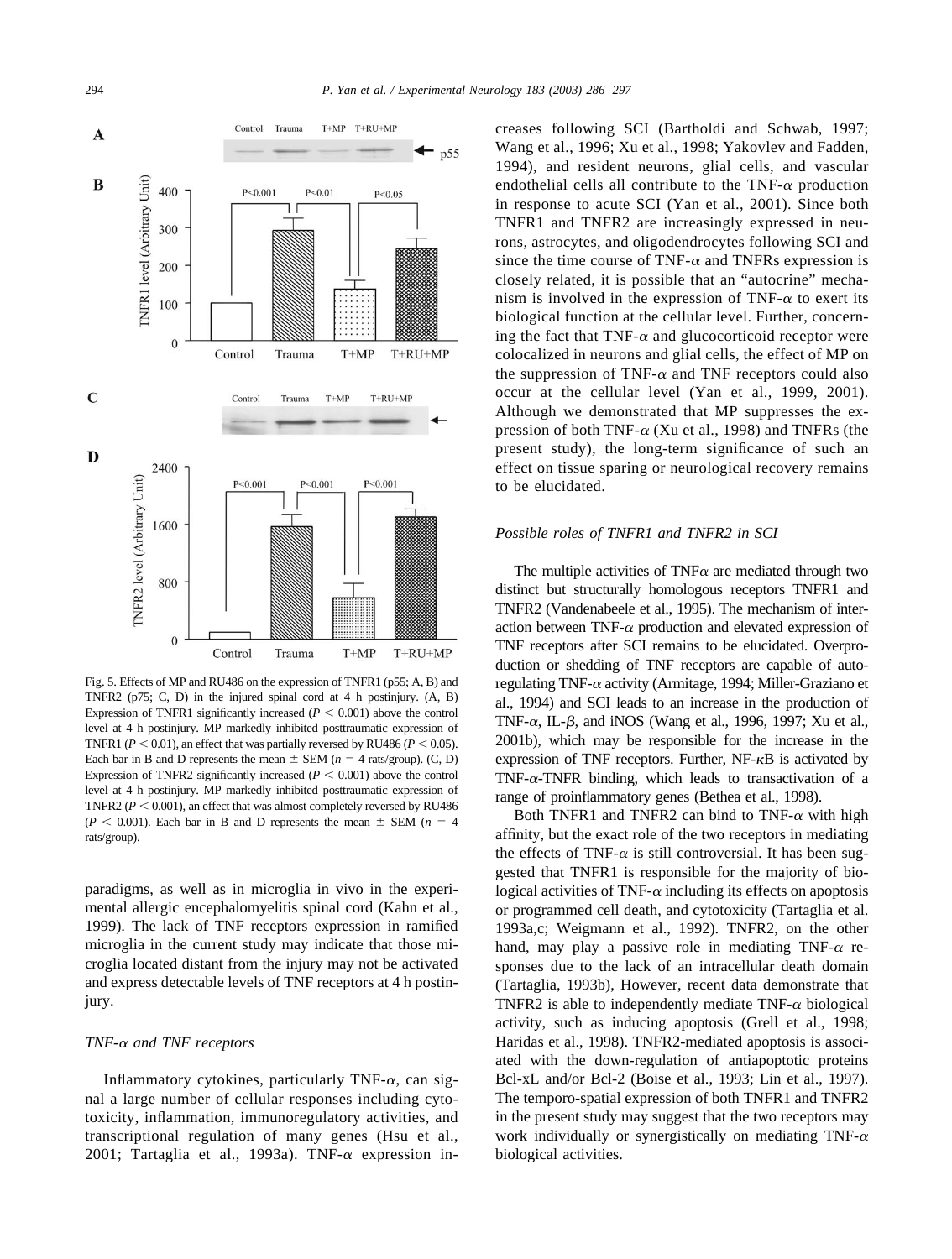Fig. 5. Effects of MP and RU486 on the expression of TNFR1 (p55; A, B) and TNFR2 (p75; C, D) in the injured spinal cord at 4 h postinjury. (A, B) Expression of TNFR1 significantly increased ($P < 0.001$) above the control level at 4 h postinjury. MP markedly inhibited posttraumatic expression of TNFR1 ($P < 0.01$), an effect that was partially reversed by RU486 ($P < 0.05$). Each bar in B and D represents the mean ± SEM ($n = 4$ rats/group). (C, D) Expression of TNFR2 significantly increased ($P < 0.001$) above the control level at 4 h postinjury. MP markedly inhibited posttraumatic expression of TNFR2 ($P < 0.001$), an effect that was almost completely reversed by RU486 ($P < 0.001$). Each bar in B and D represents the mean ± SEM ($n = 4$ rats/group).

paradigms, as well as in microglia in vivo in the experimental allergic encephalomyelitis spinal cord (Kahn et al., 1999). The lack of TNF receptors expression in ramified microglia in the current study may indicate that those microglia located distant from the injury may not be activated and express detectable levels of TNF receptors at 4 h postinjury.

### *TNF-α and TNF receptors*

Inflammatory cytokines, particularly TNF-α, can signal a large number of cellular responses including cytotoxicity, inflammation, immunoregulatory activities, and transcriptional regulation of many genes (Hsu et al., 2001; Tartaglia et al., 1993a). TNF-α expression increases following SCI (Bartholdi and Schwab, 1997; Wang et al., 1996; Xu et al., 1998; Yakovlev and Fadden, 1994), and resident neurons, glial cells, and vascular endothelial cells all contribute to the TNF-α production in response to acute SCI (Yan et al., 2001). Since both TNFR1 and TNFR2 are increasingly expressed in neurons, astrocytes, and oligodendrocytes following SCI and since the time course of TNF-α and TNFRs expression is closely related, it is possible that an "autocrine" mechanism is involved in the expression of TNF-α to exert its biological function at the cellular level. Further, concerning the fact that TNF-α and glucocorticoid receptor were colocalized in neurons and glial cells, the effect of MP on the suppression of TNF-α and TNF receptors could also occur at the cellular level (Yan et al., 1999, 2001). Although we demonstrated that MP suppresses the expression of both TNF-α (Xu et al., 1998) and TNFRs (the present study), the long-term significance of such an effect on tissue sparing or neurological recovery remains to be elucidated.

### *Possible roles of TNFR1 and TNFR2 in SCI*

The multiple activities of TNFα are mediated through two distinct but structurally homologous receptors TNFR1 and TNFR2 (Vandenabeele et al., 1995). The mechanism of interaction between TNF-α production and elevated expression of TNF receptors after SCI remains to be elucidated. Overproduction or shedding of TNF receptors are capable of autoregulating TNF-α activity (Armitage, 1994; Miller-Graziano et al., 1994) and SCI leads to an increase in the production of TNF-α, IL-β, and iNOS (Wang et al., 1996, 1997; Xu et al., 2001b), which may be responsible for the increase in the expression of TNF receptors. Further, NF-κB is activated by TNF-α-TNFR binding, which leads to transactivation of a range of proinflammatory genes (Bethea et al., 1998).

Both TNFR1 and TNFR2 can bind to TNF-α with high affinity, but the exact role of the two receptors in mediating the effects of TNF-α is still controversial. It has been suggested that TNFR1 is responsible for the majority of biological activities of TNF-α including its effects on apoptosis or programmed cell death, and cytotoxicity (Tartaglia et al. 1993a,c; Weigmann et al., 1992). TNFR2, on the other hand, may play a passive role in mediating TNF-α responses due to the lack of an intracellular death domain (Tartaglia, 1993b), However, recent data demonstrate that TNFR2 is able to independently mediate TNF-α biological activity, such as inducing apoptosis (Grell et al., 1998; Haridas et al., 1998). TNFR2-mediated apoptosis is associated with the down-regulation of antiapoptotic proteins Bcl-xL and/or Bcl-2 (Boise et al., 1993; Lin et al., 1997). The temporo-spatial expression of both TNFR1 and TNFR2 in the present study may suggest that the two receptors may work individually or synergistically on mediating TNF-α biological activities.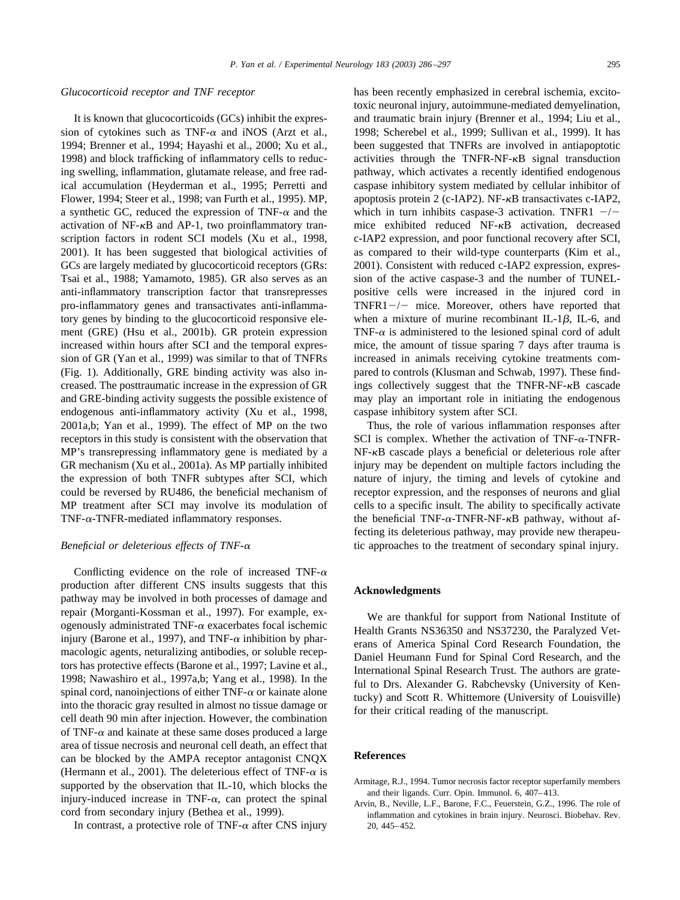### *Glucocorticoid receptor and TNF receptor*

It is known that glucocorticoids (GCs) inhibit the expression of cytokines such as TNF-$\alpha$ and iNOS (Arzt et al., 1994; Brenner et al., 1994; Hayashi et al., 2000; Xu et al., 1998) and block trafficking of inflammatory cells to reducing swelling, inflammation, glutamate release, and free radical accumulation (Heyderman et al., 1995; Perretti and Flower, 1994; Steer et al., 1998; van Furth et al., 1995). MP, a synthetic GC, reduced the expression of TNF-$\alpha$ and the activation of NF-$\kappa$B and AP-1, two proinflammatory transcription factors in rodent SCI models (Xu et al., 1998, 2001). It has been suggested that biological activities of GCs are largely mediated by glucocorticoid receptors (GRs: Tsai et al., 1988; Yamamoto, 1985). GR also serves as an anti-inflammatory transcription factor that transrepresses pro-inflammatory genes and transactivates anti-inflammatory genes by binding to the glucocorticoid responsive element (GRE) (Hsu et al., 2001b). GR protein expression increased within hours after SCI and the temporal expression of GR (Yan et al., 1999) was similar to that of TNFRs (Fig. 1). Additionally, GRE binding activity was also increased. The posttraumatic increase in the expression of GR and GRE-binding activity suggests the possible existence of endogenous anti-inflammatory activity (Xu et al., 1998, 2001a,b; Yan et al., 1999). The effect of MP on the two receptors in this study is consistent with the observation that MP's transrepressing inflammatory gene is mediated by a GR mechanism (Xu et al., 2001a). As MP partially inhibited the expression of both TNFR subtypes after SCI, which could be reversed by RU486, the beneficial mechanism of MP treatment after SCI may involve its modulation of TNF-$\alpha$-TNFR-mediated inflammatory responses.

### *Beneficial or deleterious effects of TNF-$\alpha$*

Conflicting evidence on the role of increased TNF-$\alpha$ production after different CNS insults suggests that this pathway may be involved in both processes of damage and repair (Morganti-Kossman et al., 1997). For example, exogenously administrated TNF-$\alpha$ exacerbates focal ischemic injury (Barone et al., 1997), and TNF-$\alpha$ inhibition by pharmacologic agents, neturalizing antibodies, or soluble receptors has protective effects (Barone et al., 1997; Lavine et al., 1998; Nawashiro et al., 1997a,b; Yang et al., 1998). In the spinal cord, nanoinjections of either TNF-$\alpha$ or kainate alone into the thoracic gray resulted in almost no tissue damage or cell death 90 min after injection. However, the combination of TNF-$\alpha$ and kainate at these same doses produced a large area of tissue necrosis and neuronal cell death, an effect that can be blocked by the AMPA receptor antagonist CNQX (Hermann et al., 2001). The deleterious effect of TNF-$\alpha$ is supported by the observation that IL-10, which blocks the injury-induced increase in TNF-$\alpha$, can protect the spinal cord from secondary injury (Bethea et al., 1999).

In contrast, a protective role of TNF-$\alpha$ after CNS injury has been recently emphasized in cerebral ischemia, excitotoxic neuronal injury, autoimmune-mediated demyelination, and traumatic brain injury (Brenner et al., 1994; Liu et al., 1998; Scherebel et al., 1999; Sullivan et al., 1999). It has been suggested that TNFRs are involved in antiapoptotic activities through the TNFR-NF-$\kappa$B signal transduction pathway, which activates a recently identified endogenous caspase inhibitory system mediated by cellular inhibitor of apoptosis protein 2 (c-IAP2). NF-$\kappa$B transactivates c-IAP2, which in turn inhibits caspase-3 activation. TNFR1 $-/-$ mice exhibited reduced NF-$\kappa$B activation, decreased c-IAP2 expression, and poor functional recovery after SCI, as compared to their wild-type counterparts (Kim et al., 2001). Consistent with reduced c-IAP2 expression, expression of the active caspase-3 and the number of TUNEL-positive cells were increased in the injured cord in TNFR1$-/-$ mice. Moreover, others have reported that when a mixture of murine recombinant IL-1$\beta$, IL-6, and TNF-$\alpha$ is administered to the lesioned spinal cord of adult mice, the amount of tissue sparing 7 days after trauma is increased in animals receiving cytokine treatments compared to controls (Klusman and Schwab, 1997). These findings collectively suggest that the TNFR-NF-$\kappa$B cascade may play an important role in initiating the endogenous caspase inhibitory system after SCI.

Thus, the role of various inflammation responses after SCI is complex. Whether the activation of TNF-$\alpha$-TNFR-NF-$\kappa$B cascade plays a beneficial or deleterious role after injury may be dependent on multiple factors including the nature of injury, the timing and levels of cytokine and receptor expression, and the responses of neurons and glial cells to a specific insult. The ability to specifically activate the beneficial TNF-$\alpha$-TNFR-NF-$\kappa$B pathway, without affecting its deleterious pathway, may provide new therapeutic approaches to the treatment of secondary spinal injury.

## Acknowledgments

We are thankful for support from National Institute of Health Grants NS36350 and NS37230, the Paralyzed Veterans of America Spinal Cord Research Foundation, the Daniel Heumann Fund for Spinal Cord Research, and the International Spinal Research Trust. The authors are grateful to Drs. Alexander G. Rabchevsky (University of Kentucky) and Scott R. Whittemore (University of Louisville) for their critical reading of the manuscript.

## References

Armitage, R.J., 1994. Tumor necrosis factor receptor superfamily members and their ligands. Curr. Opin. Immunol. 6, 407–413.

Arvin, B., Neville, L.F., Barone, F.C., Feuerstein, G.Z., 1996. The role of inflammation and cytokines in brain injury. Neurosci. Biobehav. Rev. 20, 445–452.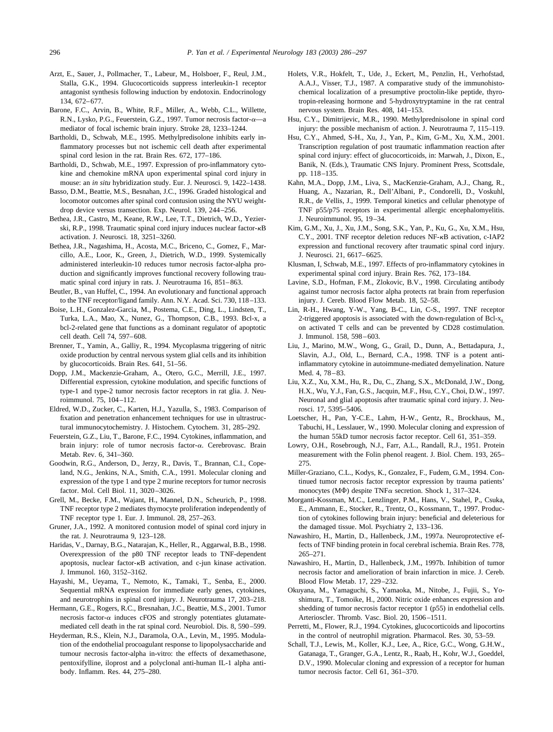Arzt, E., Sauer, J., Pollmacher, T., Labeur, M., Holsboer, F., Reul, J.M., Stalla, G.K., 1994. Glucocorticoids suppress interleukin-1 receptor antagonist synthesis following induction by endotoxin. Endocrinology 134, 672–677.

Barone, F.C., Arvin, B., White, R.F., Miller, A., Webb, C.L., Willette, R.N., Lysko, P.G., Feuerstein, G.Z., 1997. Tumor necrosis factor-α—a mediator of focal ischemic brain injury. Stroke 28, 1233–1244.

Bartholdi, D., Schwab, M.E., 1995. Methylpredisolone inhibits early inflammatory processes but not ischemic cell death after experimental spinal cord lesion in the rat. Brain Res. 672, 177–186.

Bartholdi, D., Schwab, M.E., 1997. Expression of pro-inflammatory cytokine and chemokine mRNA upon experimental spinal cord injury in mouse: an *in situ* hybridization study. Eur. J. Neurosci. 9, 1422–1438.

Basso, D.M., Beattie, M.S., Besnahan, J.C., 1996. Graded histological and locomotor outcomes after spinal cord contusion using the NYU weight-drop device versus transection. Exp. Neurol. 139, 244–256.

Bethea, J.R., Castro, M., Keane, R.W., Lee, T.T., Dietrich, W.D., Yezierski, R.P., 1998. Traumatic spinal cord injury induces nuclear factor-κB activation. J. Neurosci. 18, 3251–3260.

Bethea, J.R., Nagashima, H., Acosta, M.C., Briceno, C., Gomez, F., Marcillo, A.E., Loor, K., Green, J., Dietrich, W.D., 1999. Systemically administered interleukin-10 reduces tumor necrosis factor-alpha production and significantly improves functional recovery following traumatic spinal cord injury in rats. J. Neurotrauma 16, 851–863.

Beutler, B., van Huffel, C., 1994. An evolutionary and functional approach to the TNF receptor/ligand family. Ann. N.Y. Acad. Sci. 730, 118–133.

Boise, L.H., Gonzalez-Garcia, M., Postema, C.E., Ding, L., Lindsten, T., Turka, L.A., Mao, X., Nunez, G., Thompson, C.B., 1993. Bcl-x, a bcl-2-related gene that functions as a dominant regulator of apoptotic cell death. Cell 74, 597–608.

Brenner, T., Yamin, A., Galliy, R., 1994. Mycoplasma triggering of nitric oxide production by central nervous system glial cells and its inhibition by glucocorticoids. Brain Res. 641, 51–56.

Dopp, J.M., Mackenzie-Graham, A., Otero, G.C., Merrill, J.E., 1997. Differential expression, cytokine modulation, and specific functions of type-1 and type-2 tumor necrosis factor receptors in rat glia. J. Neuroimmunol. 75, 104–112.

Eldred, W.D., Zucker, C., Karten, H.J., Yazulla, S., 1983. Comparison of fixation and penetration enhancement techniques for use in ultrastructural immunocytochemistry. J. Histochem. Cytochem. 31, 285–292.

Feuerstein, G.Z., Liu, T., Barone, F.C., 1994. Cytokines, inflammation, and brain injury: role of tumor necrosis factor-α. Cerebrovasc. Brain Metab. Rev. 6, 341–360.

Goodwin, R.G., Anderson, D., Jerzy, R., Davis, T., Brannan, C.I., Copeland, N.G., Jenkins, N.A., Smith, C.A., 1991. Molecular cloning and expression of the type 1 and type 2 murine receptors for tumor necrosis factor. Mol. Cell Biol. 11, 3020–3026.

Grell, M., Becke, F.M., Wajant, H., Mannel, D.N., Scheurich, P., 1998. TNF receptor type 2 mediates thymocyte proliferation independently of TNF receptor type 1. Eur. J. Immunol. 28, 257–263.

Gruner, J.A., 1992. A monitored contusion model of spinal cord injury in the rat. J. Neurotrauma 9, 123–128.

Haridas, V., Darnay, B.G., Natarajan, K., Heller, R., Aggarwal, B.B., 1998. Overexpression of the p80 TNF receptor leads to TNF-dependent apoptosis, nuclear factor-κB activation, and c-jun kinase activation. J. Immunol. 160, 3152–3162.

Hayashi, M., Ueyama, T., Nemoto, K., Tamaki, T., Senba, E., 2000. Sequential mRNA expression for immediate early genes, cytokines, and neurotrophins in spinal cord injury. J. Neurotrauma 17, 203–218.

Hermann, G.E., Rogers, R.C., Bresnahan, J.C., Beattie, M.S., 2001. Tumor necrosis factor-α induces cFOS and strongly potentiates glutamate-mediated cell death in the rat spinal cord. Neurobiol. Dis. 8, 590–599.

Heyderman, R.S., Klein, N.J., Daramola, O.A., Levin, M., 1995. Modulation of the endothelial procoagulant response to lipopolysaccharide and tumour necrosis factor-alpha in-vitro: the effects of dexamethasone, pentoxifylline, iloprost and a polyclonal anti-human IL-1 alpha antibody. Inflamm. Res. 44, 275–280.

Holets, V.R., Hokfelt, T., Ude, J., Eckert, M., Penzlin, H., Verhofstad, A.A.J., Visser, T.J., 1987. A comparative study of the immunohistochemical localization of a presumptive proctolin-like peptide, thyrotropin-releasing hormone and 5-hydroxytryptamine in the rat central nervous system. Brain Res. 408, 141–153.

Hsu, C.Y., Dimitrijevic, M.R., 1990. Methylprednisolone in spinal cord injury: the possible mechanism of action. J. Neurotrauma 7, 115–119.

Hsu, C.Y., Ahmed, S-H., Xu, J., Yan, P., Kim, G-M., Xu, X.M., 2001. Transcription regulation of post traumatic inflammation reaction after spinal cord injury: effect of glucocorticoids, in: Marwah, J., Dixon, E., Banik, N. (Eds.), Traumatic CNS Injury. Prominent Press, Scottsdale, pp. 118–135.

Kahn, M.A., Dopp, J.M., Liva, S., MacKenzie-Graham, A.J., Chang, R., Huang, A., Nazarian, R., Dell'Albani, P., Condorelli, D., Voskuhl, R.R., de Vellis, J., 1999. Temporal kinetics and cellular phenotype of TNF p55/p75 receptors in experimental allergic encephalomyelitis. J. Neuroimmunol. 95, 19–34.

Kim, G.M., Xu, J., Xu, J.M., Song, S.K., Yan, P., Ku, G., Xu, X.M., Hsu, C.Y., 2001. TNF receptor deletion reduces NF-κB activation, c-IAP2 expression and functional recovery after traumatic spinal cord injury. J. Neurosci. 21, 6617–6625.

Klusman, I, Schwab, M.E., 1997. Effects of pro-inflammatory cytokines in experimental spinal cord injury. Brain Res. 762, 173–184.

Lavine, S.D., Hofman, F.M., Zlokovic, B.V., 1998. Circulating antibody against tumor necrosis factor alpha protects rat brain from reperfusion injury. J. Cereb. Blood Flow Metab. 18, 52–58.

Lin, R-H., Hwang, Y-W., Yang, B-C., Lin, C-S., 1997. TNF receptor 2-triggered apoptosis is associated with the down-regulation of Bcl-$x_L$ on activated T cells and can be prevented by CD28 costimulation. J. Immunol. 158, 598–603.

Liu, J., Marino, M.W., Wong, G., Grail, D., Dunn, A., Bettadapura, J., Slavin, A.J., Old, L., Bernard, C.A., 1998. TNF is a potent anti-inflammatory cytokine in autoimmune-mediated demyelination. Nature Med. 4, 78–83.

Liu, X.Z., Xu, X.M., Hu, R., Du, C., Zhang, S.X., McDonald, J.W., Dong, H.X., Wu, Y.J., Fan, G.S., Jacquin, M.F., Hsu, C.Y., Choi, D.W., 1997. Neuronal and glial apoptosis after traumatic spinal cord injury. J. Neurosci. 17, 5395–5406.

Loetscher, H., Pan, Y-C.E., Lahm, H-W., Gentz, R., Brockhaus, M., Tabuchi, H., Lesslauer, W., 1990. Molecular cloning and expression of the human 55kD tumor necrosis factor receptor. Cell 61, 351–359.

Lowry, O.H., Rosebrough, N.J., Farr, A.L., Randall, R.J., 1951. Protein measurement with the Folin phenol reagent. J. Biol. Chem. 193, 265–275.

Miller-Graziano, C.L., Kodys, K., Gonzalez, F., Fudem, G.M., 1994. Continued tumor necrosis factor receptor expression by trauma patients' monocytes (MΦ) despite TNFα secretion. Shock 1, 317–324.

Morganti-Kossman, M.C., Lenzlinger, P.M., Hans, V., Stahel, P., Csuka, E., Ammann, E., Stocker, R., Trentz, O., Kossmann, T., 1997. Production of cytokines following brain injury: beneficial and deleterious for the damaged tissue. Mol. Psychiatry 2, 133–136.

Nawashiro, H., Martin, D., Hallenbeck, J.M., 1997a. Neuroprotective effects of TNF binding protein in focal cerebral ischemia. Brain Res. 778, 265–271.

Nawashiro, H., Martin, D., Hallenbeck, J.M., 1997b. Inhibition of tumor necrosis factor and amelioration of brain infarction in mice. J. Cereb. Blood Flow Metab. 17, 229–232.

Okuyana, M., Yamaguchi, S., Yamaoka, M., Nitobe, J., Fujii, S., Yoshimura, T., Tomoike, H., 2000. Nitric oxide enhances expression and shedding of tumor necrosis factor receptor 1 (p55) in endothelial cells. Arterioscler. Thromb. Vasc. Biol. 20, 1506–1511.

Perretti, M., Flower, R.J., 1994. Cytokines, glucocorticoids and lipocortins in the control of neutrophil migration. Pharmacol. Res. 30, 53–59.

Schall, T.J., Lewis, M., Koller, K.J., Lee, A., Rice, G.C., Wong, G.H.W., Gatanaga, T., Granger, G.A., Lentz, R., Raab, H., Kohr, W.J., Goeddel, D.V., 1990. Molecular cloning and expression of a receptor for human tumor necrosis factor. Cell 61, 361–370.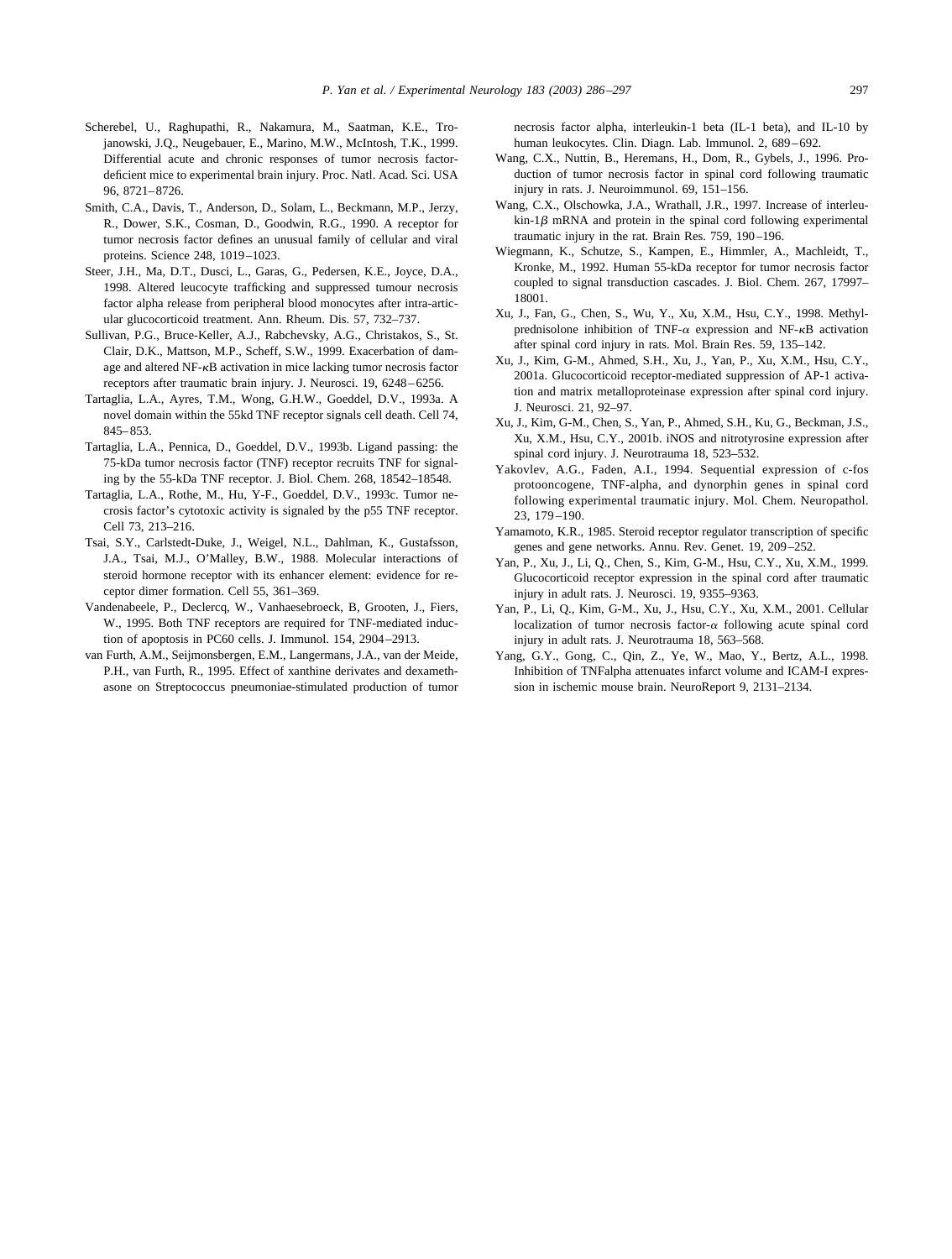Scherebel, U., Raghupathi, R., Nakamura, M., Saatman, K.E., Trojanowski, J.Q., Neugebauer, E., Marino, M.W., McIntosh, T.K., 1999. Differential acute and chronic responses of tumor necrosis factor-deficient mice to experimental brain injury. Proc. Natl. Acad. Sci. USA 96, 8721–8726.

Smith, C.A., Davis, T., Anderson, D., Solam, L., Beckmann, M.P., Jerzy, R., Dower, S.K., Cosman, D., Goodwin, R.G., 1990. A receptor for tumor necrosis factor defines an unusual family of cellular and viral proteins. Science 248, 1019–1023.

Steer, J.H., Ma, D.T., Dusci, L., Garas, G., Pedersen, K.E., Joyce, D.A., 1998. Altered leucocyte trafficking and suppressed tumour necrosis factor alpha release from peripheral blood monocytes after intra-articular glucocorticoid treatment. Ann. Rheum. Dis. 57, 732–737.

Sullivan, P.G., Bruce-Keller, A.J., Rabchevsky, A.G., Christakos, S., St. Clair, D.K., Mattson, M.P., Scheff, S.W., 1999. Exacerbation of damage and altered NF-$\kappa$B activation in mice lacking tumor necrosis factor receptors after traumatic brain injury. J. Neurosci. 19, 6248–6256.

Tartaglia, L.A., Ayres, T.M., Wong, G.H.W., Goeddel, D.V., 1993a. A novel domain within the 55kd TNF receptor signals cell death. Cell 74, 845–853.

Tartaglia, L.A., Pennica, D., Goeddel, D.V., 1993b. Ligand passing: the 75-kDa tumor necrosis factor (TNF) receptor recruits TNF for signaling by the 55-kDa TNF receptor. J. Biol. Chem. 268, 18542–18548.

Tartaglia, L.A., Rothe, M., Hu, Y-F., Goeddel, D.V., 1993c. Tumor necrosis factor's cytotoxic activity is signaled by the p55 TNF receptor. Cell 73, 213–216.

Tsai, S.Y., Carlstedt-Duke, J., Weigel, N.L., Dahlman, K., Gustafsson, J.A., Tsai, M.J., O'Malley, B.W., 1988. Molecular interactions of steroid hormone receptor with its enhancer element: evidence for receptor dimer formation. Cell 55, 361–369.

Vandenabeele, P., Declercq, W., Vanhaesebroeck, B, Grooten, J., Fiers, W., 1995. Both TNF receptors are required for TNF-mediated induction of apoptosis in PC60 cells. J. Immunol. 154, 2904–2913.

van Furth, A.M., Seijmonsbergen, E.M., Langermans, J.A., van der Meide, P.H., van Furth, R., 1995. Effect of xanthine derivates and dexamethasone on Streptococcus pneumoniae-stimulated production of tumor necrosis factor alpha, interleukin-1 beta (IL-1 beta), and IL-10 by human leukocytes. Clin. Diagn. Lab. Immunol. 2, 689–692.

Wang, C.X., Nuttin, B., Heremans, H., Dom, R., Gybels, J., 1996. Production of tumor necrosis factor in spinal cord following traumatic injury in rats. J. Neuroimmunol. 69, 151–156.

Wang, C.X., Olschowka, J.A., Wrathall, J.R., 1997. Increase of interleukin-1$\beta$ mRNA and protein in the spinal cord following experimental traumatic injury in the rat. Brain Res. 759, 190–196.

Wiegmann, K., Schutze, S., Kampen, E., Himmler, A., Machleidt, T., Kronke, M., 1992. Human 55-kDa receptor for tumor necrosis factor coupled to signal transduction cascades. J. Biol. Chem. 267, 17997–18001.

Xu, J., Fan, G., Chen, S., Wu, Y., Xu, X.M., Hsu, C.Y., 1998. Methylprednisolone inhibition of TNF-$\alpha$ expression and NF-$\kappa$B activation after spinal cord injury in rats. Mol. Brain Res. 59, 135–142.

Xu, J., Kim, G-M., Ahmed, S.H., Xu, J., Yan, P., Xu, X.M., Hsu, C.Y., 2001a. Glucocorticoid receptor-mediated suppression of AP-1 activation and matrix metalloproteinase expression after spinal cord injury. J. Neurosci. 21, 92–97.

Xu, J., Kim, G-M., Chen, S., Yan, P., Ahmed, S.H., Ku, G., Beckman, J.S., Xu, X.M., Hsu, C.Y., 2001b. iNOS and nitrotyrosine expression after spinal cord injury. J. Neurotrauma 18, 523–532.

Yakovlev, A.G., Faden, A.I., 1994. Sequential expression of c-fos protooncogene, TNF-alpha, and dynorphin genes in spinal cord following experimental traumatic injury. Mol. Chem. Neuropathol. 23, 179–190.

Yamamoto, K.R., 1985. Steroid receptor regulator transcription of specific genes and gene networks. Annu. Rev. Genet. 19, 209–252.

Yan, P., Xu, J., Li, Q., Chen, S., Kim, G-M., Hsu, C.Y., Xu, X.M., 1999. Glucocorticoid receptor expression in the spinal cord after traumatic injury in adult rats. J. Neurosci. 19, 9355–9363.

Yan, P., Li, Q., Kim, G-M., Xu, J., Hsu, C.Y., Xu, X.M., 2001. Cellular localization of tumor necrosis factor-$\alpha$ following acute spinal cord injury in adult rats. J. Neurotrauma 18, 563–568.

Yang, G.Y., Gong, C., Qin, Z., Ye, W., Mao, Y., Bertz, A.L., 1998. Inhibition of TNFalpha attenuates infarct volume and ICAM-I expression in ischemic mouse brain. NeuroReport 9, 2131–2134.